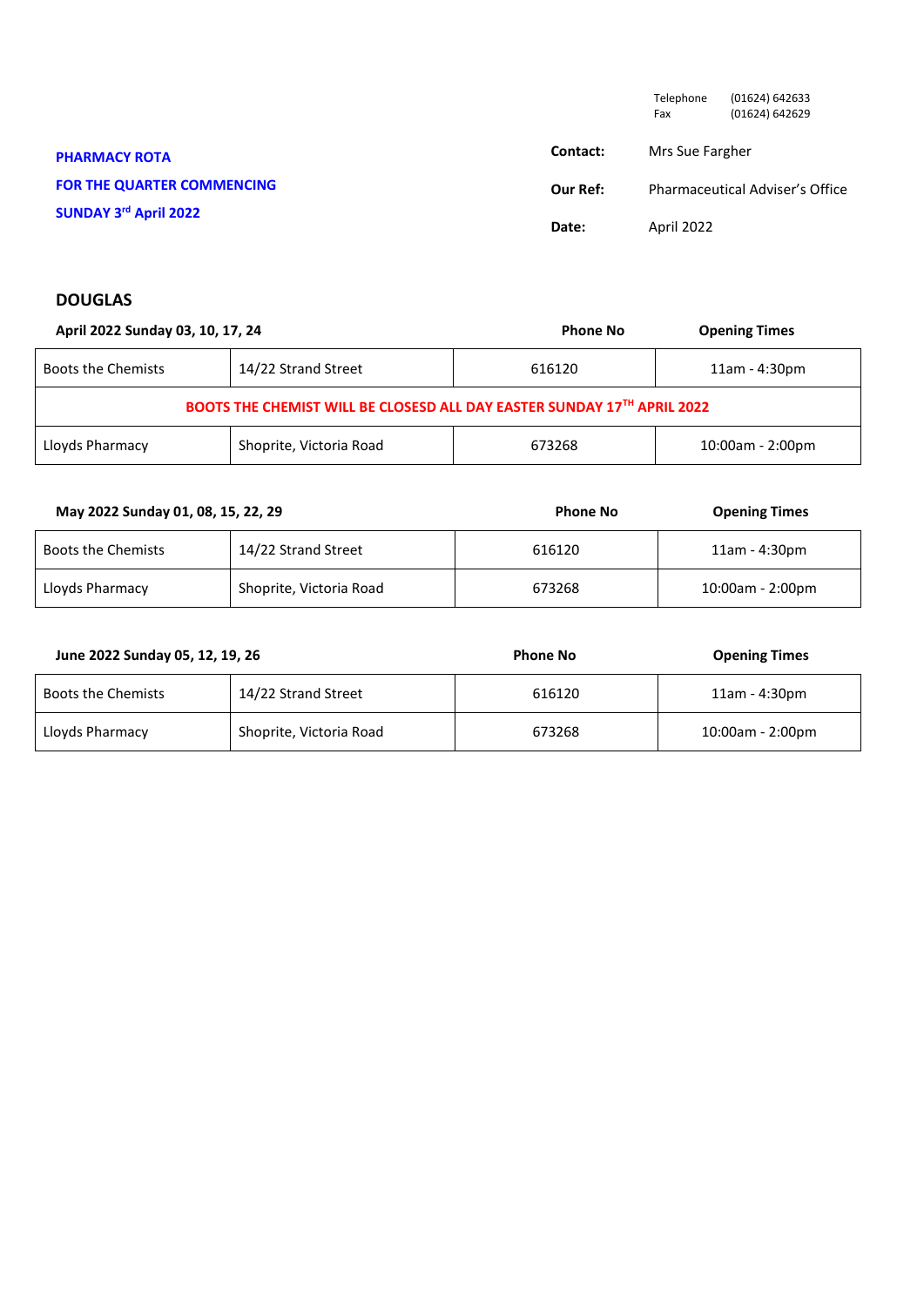Telephone (01624) 642633
Fax (01624) 642629

**PHARMACY ROTA**

**FOR THE QUARTER COMMENCING**

**SUNDAY 3rd April 2022**

**Contact:** Mrs Sue Fargher

**Our Ref:** Pharmaceutical Adviser's Office

**Date:** April 2022

## DOUGLAS

| April 2022 Sunday 03, 10, 17, 24 | | Phone No | Opening Times |
|---|---|---|---|
| Boots the Chemists | 14/22 Strand Street | 616120 | 11am - 4:30pm |
| BOOTS THE CHEMIST WILL BE CLOSESD ALL DAY EASTER SUNDAY 17TH APRIL 2022 | | | |
| Lloyds Pharmacy | Shoprite, Victoria Road | 673268 | 10:00am - 2:00pm |

| May 2022 Sunday 01, 08, 15, 22, 29 | | Phone No | Opening Times |
|---|---|---|---|
| Boots the Chemists | 14/22 Strand Street | 616120 | 11am - 4:30pm |
| Lloyds Pharmacy | Shoprite, Victoria Road | 673268 | 10:00am - 2:00pm |

| June 2022 Sunday 05, 12, 19, 26 | | Phone No | Opening Times |
|---|---|---|---|
| Boots the Chemists | 14/22 Strand Street | 616120 | 11am - 4:30pm |
| Lloyds Pharmacy | Shoprite, Victoria Road | 673268 | 10:00am - 2:00pm |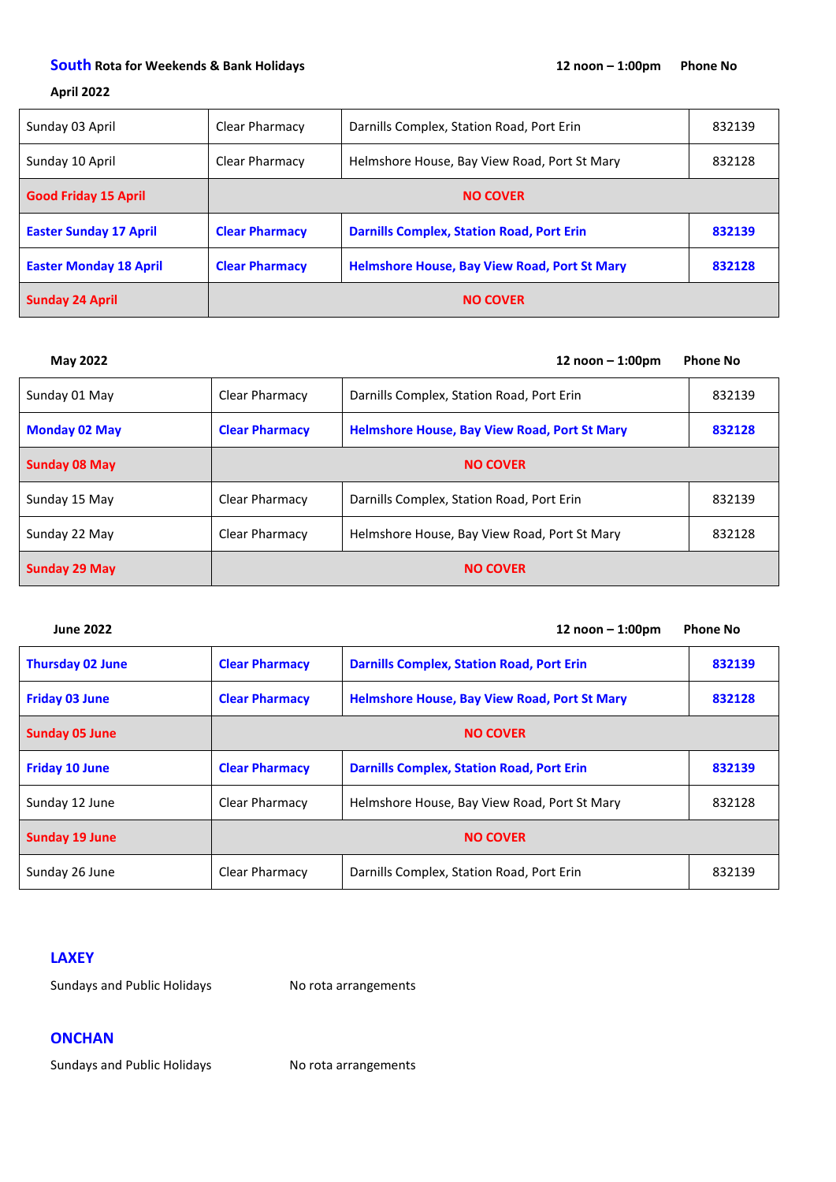## **South** Rota for Weekends & Bank Holidays

**April 2022**

| | | 12 noon – 1:00pm | Phone No |
|---|---|---|---|
| Sunday 03 April | Clear Pharmacy | Darnills Complex, Station Road, Port Erin | 832139 |
| Sunday 10 April | Clear Pharmacy | Helmshore House, Bay View Road, Port St Mary | 832128 |
| **Good Friday 15 April** | **NO COVER** | | |
| **Easter Sunday 17 April** | **Clear Pharmacy** | **Darnills Complex, Station Road, Port Erin** | **832139** |
| **Easter Monday 18 April** | **Clear Pharmacy** | **Helmshore House, Bay View Road, Port St Mary** | **832128** |
| **Sunday 24 April** | **NO COVER** | | |

**May 2022**

| | | 12 noon – 1:00pm | Phone No |
|---|---|---|---|
| Sunday 01 May | Clear Pharmacy | Darnills Complex, Station Road, Port Erin | 832139 |
| **Monday 02 May** | **Clear Pharmacy** | **Helmshore House, Bay View Road, Port St Mary** | **832128** |
| **Sunday 08 May** | **NO COVER** | | |
| Sunday 15 May | Clear Pharmacy | Darnills Complex, Station Road, Port Erin | 832139 |
| Sunday 22 May | Clear Pharmacy | Helmshore House, Bay View Road, Port St Mary | 832128 |
| **Sunday 29 May** | **NO COVER** | | |

**June 2022**

| | | 12 noon – 1:00pm | Phone No |
|---|---|---|---|
| **Thursday 02 June** | **Clear Pharmacy** | **Darnills Complex, Station Road, Port Erin** | **832139** |
| **Friday 03 June** | **Clear Pharmacy** | **Helmshore House, Bay View Road, Port St Mary** | **832128** |
| **Sunday 05 June** | **NO COVER** | | |
| **Friday 10 June** | **Clear Pharmacy** | **Darnills Complex, Station Road, Port Erin** | **832139** |
| Sunday 12 June | Clear Pharmacy | Helmshore House, Bay View Road, Port St Mary | 832128 |
| **Sunday 19 June** | **NO COVER** | | |
| Sunday 26 June | Clear Pharmacy | Darnills Complex, Station Road, Port Erin | 832139 |

## LAXEY

Sundays and Public Holidays — No rota arrangements

## ONCHAN

Sundays and Public Holidays — No rota arrangements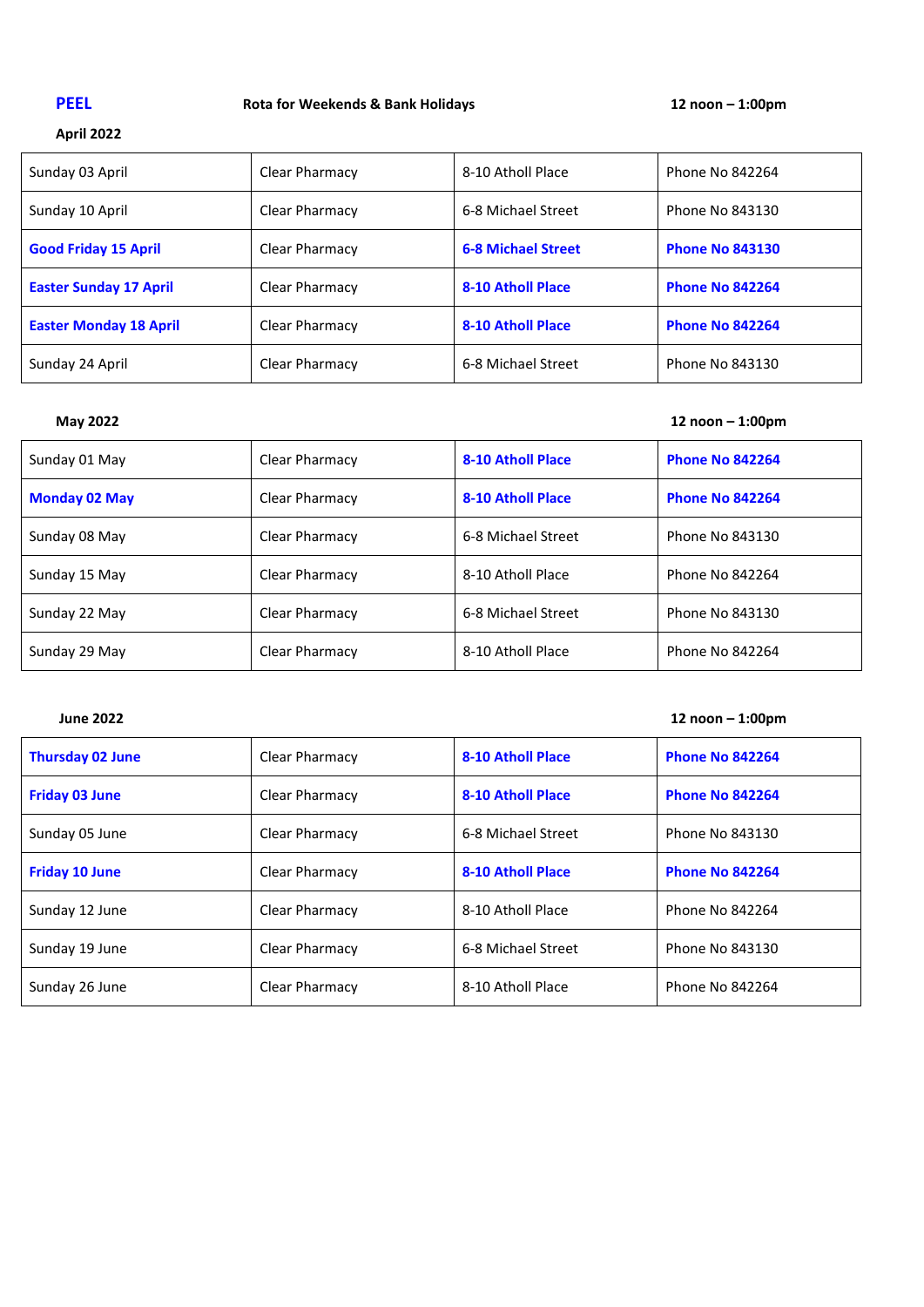**PEEL** **Rota for Weekends & Bank Holidays** **12 noon – 1:00pm**

**April 2022**

| | | | |
|---|---|---|---|
| Sunday 03 April | Clear Pharmacy | 8-10 Atholl Place | Phone No 842264 |
| Sunday 10 April | Clear Pharmacy | 6-8 Michael Street | Phone No 843130 |
| **Good Friday 15 April** | Clear Pharmacy | **6-8 Michael Street** | **Phone No 843130** |
| **Easter Sunday 17 April** | Clear Pharmacy | **8-10 Atholl Place** | **Phone No 842264** |
| **Easter Monday 18 April** | Clear Pharmacy | **8-10 Atholl Place** | **Phone No 842264** |
| Sunday 24 April | Clear Pharmacy | 6-8 Michael Street | Phone No 843130 |

**May 2022** **12 noon – 1:00pm**

| | | | |
|---|---|---|---|
| Sunday 01 May | Clear Pharmacy | **8-10 Atholl Place** | **Phone No 842264** |
| **Monday 02 May** | Clear Pharmacy | **8-10 Atholl Place** | **Phone No 842264** |
| Sunday 08 May | Clear Pharmacy | 6-8 Michael Street | Phone No 843130 |
| Sunday 15 May | Clear Pharmacy | 8-10 Atholl Place | Phone No 842264 |
| Sunday 22 May | Clear Pharmacy | 6-8 Michael Street | Phone No 843130 |
| Sunday 29 May | Clear Pharmacy | 8-10 Atholl Place | Phone No 842264 |

**June 2022** **12 noon – 1:00pm**

| | | | |
|---|---|---|---|
| **Thursday 02 June** | Clear Pharmacy | **8-10 Atholl Place** | **Phone No 842264** |
| **Friday 03 June** | Clear Pharmacy | **8-10 Atholl Place** | **Phone No 842264** |
| Sunday 05 June | Clear Pharmacy | 6-8 Michael Street | Phone No 843130 |
| **Friday 10 June** | Clear Pharmacy | **8-10 Atholl Place** | **Phone No 842264** |
| Sunday 12 June | Clear Pharmacy | 8-10 Atholl Place | Phone No 842264 |
| Sunday 19 June | Clear Pharmacy | 6-8 Michael Street | Phone No 843130 |
| Sunday 26 June | Clear Pharmacy | 8-10 Atholl Place | Phone No 842264 |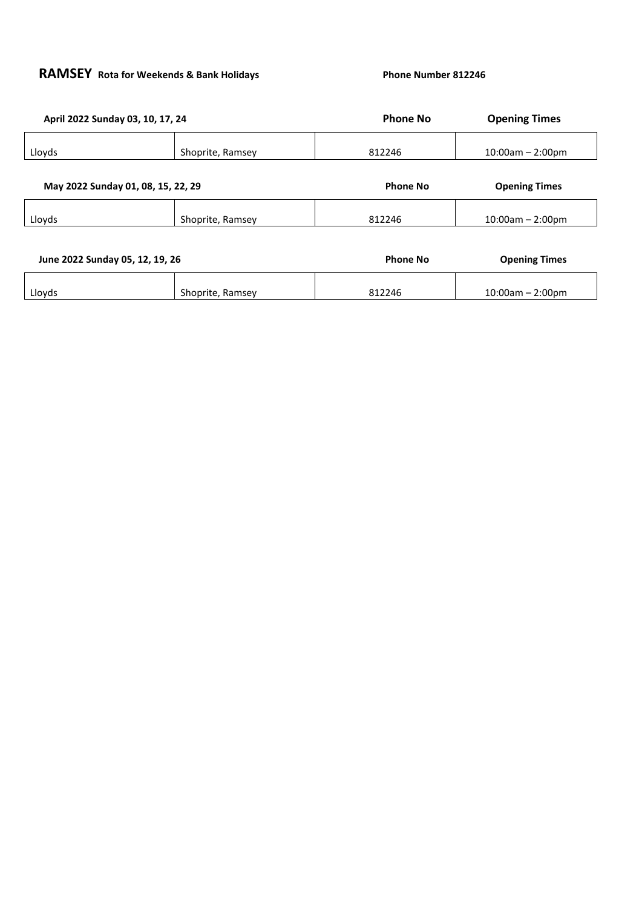# **RAMSEY** Rota for Weekends & Bank Holidays

**Phone Number 812246**

**April 2022 Sunday 03, 10, 17, 24**

| | | Phone No | Opening Times |
|---|---|---|---|
| Lloyds | Shoprite, Ramsey | 812246 | 10:00am – 2:00pm |

**May 2022 Sunday 01, 08, 15, 22, 29**

| | | Phone No | Opening Times |
|---|---|---|---|
| Lloyds | Shoprite, Ramsey | 812246 | 10:00am – 2:00pm |

**June 2022 Sunday 05, 12, 19, 26**

| | | Phone No | Opening Times |
|---|---|---|---|
| Lloyds | Shoprite, Ramsey | 812246 | 10:00am – 2:00pm |